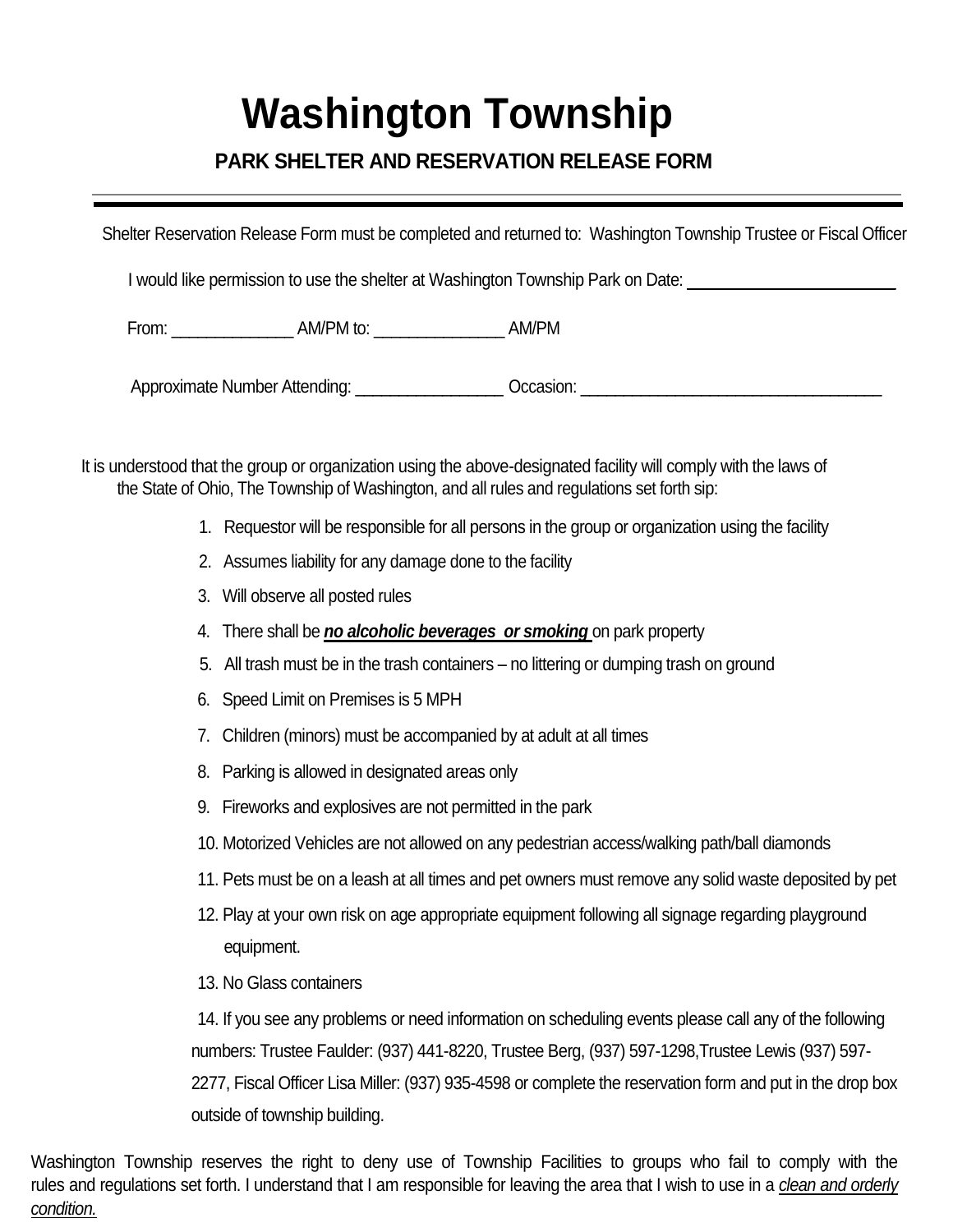# Washington Township

## PARK SHELTER AND RESERVATION RELEASE FORM

---

Shelter Reservation Release Form must be completed and returned to: Washington Township Trustee or Fiscal Officer

I would like permission to use the shelter at Washington Township Park on Date: ________________________

From: ______________ AM/PM to: _______________ AM/PM

Approximate Number Attending: _________________ Occasion: ___________________________________

It is understood that the group or organization using the above-designated facility will comply with the laws of the State of Ohio, The Township of Washington, and all rules and regulations set forth sip:

1. Requestor will be responsible for all persons in the group or organization using the facility
2. Assumes liability for any damage done to the facility
3. Will observe all posted rules
4. There shall be ***no alcoholic beverages or smoking*** on park property
5. All trash must be in the trash containers – no littering or dumping trash on ground
6. Speed Limit on Premises is 5 MPH
7. Children (minors) must be accompanied by at adult at all times
8. Parking is allowed in designated areas only
9. Fireworks and explosives are not permitted in the park
10. Motorized Vehicles are not allowed on any pedestrian access/walking path/ball diamonds
11. Pets must be on a leash at all times and pet owners must remove any solid waste deposited by pet
12. Play at your own risk on age appropriate equipment following all signage regarding playground equipment.
13. No Glass containers
14. If you see any problems or need information on scheduling events please call any of the following numbers: Trustee Faulder: (937) 441-8220, Trustee Berg, (937) 597-1298,Trustee Lewis (937) 597-2277, Fiscal Officer Lisa Miller: (937) 935-4598 or complete the reservation form and put in the drop box outside of township building.

Washington Township reserves the right to deny use of Township Facilities to groups who fail to comply with the rules and regulations set forth. I understand that I am responsible for leaving the area that I wish to use in a *clean and orderly condition.*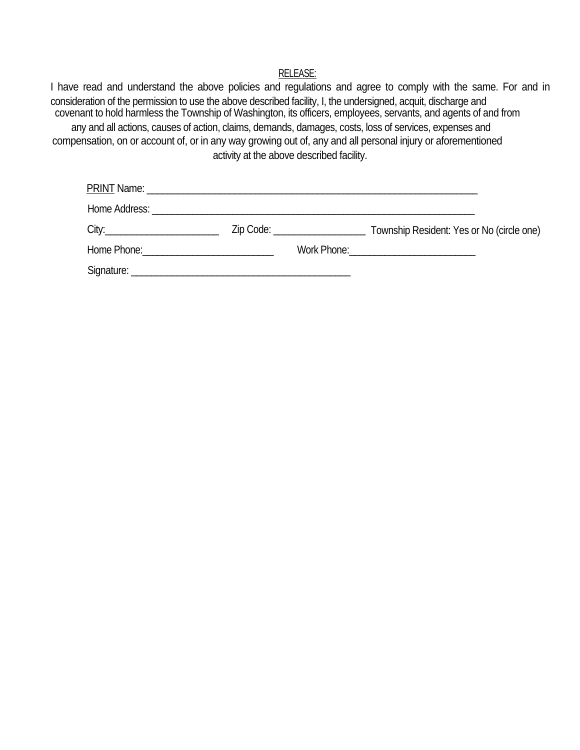RELEASE:

I have read and understand the above policies and regulations and agree to comply with the same. For and in consideration of the permission to use the above described facility, I, the undersigned, acquit, discharge and covenant to hold harmless the Township of Washington, its officers, employees, servants, and agents of and from any and all actions, causes of action, claims, demands, damages, costs, loss of services, expenses and compensation, on or account of, or in any way growing out of, any and all personal injury or aforementioned activity at the above described facility.

PRINT Name: ___________________________________________________________

Home Address: __________________________________________________________

City:______________________ Zip Code: _________________ Township Resident: Yes or No (circle one)

Home Phone:_________________________ Work Phone:________________________

Signature: __________________________________________